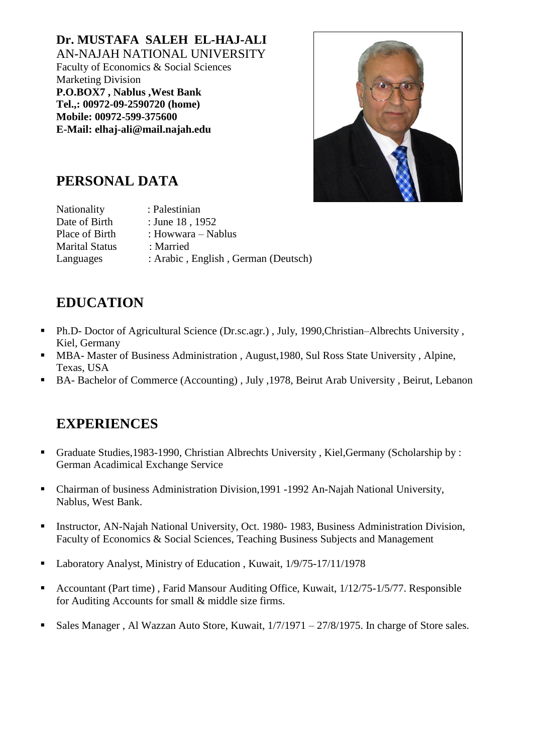**Dr. MUSTAFA SALEH EL-HAJ-ALI**
AN-NAJAH NATIONAL UNIVERSITY
Faculty of Economics & Social Sciences
Marketing Division
**P.O.BOX7 , Nablus ,West Bank**
**Tel.,: 00972-09-2590720 (home)**
**Mobile: 00972-599-375600**
**E-Mail: elhaj-ali@mail.najah.edu**

## PERSONAL DATA

| | |
|---|---|
| Nationality | : Palestinian |
| Date of Birth | : June 18 , 1952 |
| Place of Birth | : Howwara – Nablus |
| Marital Status | : Married |
| Languages | : Arabic , English , German (Deutsch) |

## EDUCATION

- Ph.D- Doctor of Agricultural Science (Dr.sc.agr.) , July, 1990,Christian–Albrechts University , Kiel, Germany
- MBA- Master of Business Administration , August,1980, Sul Ross State University , Alpine, Texas, USA
- BA- Bachelor of Commerce (Accounting) , July ,1978, Beirut Arab University , Beirut, Lebanon

## EXPERIENCES

- Graduate Studies,1983-1990, Christian Albrechts University , Kiel,Germany (Scholarship by : German Acadimical Exchange Service
- Chairman of business Administration Division,1991 -1992 An-Najah National University, Nablus, West Bank.
- Instructor, AN-Najah National University, Oct. 1980- 1983, Business Administration Division, Faculty of Economics & Social Sciences, Teaching Business Subjects and Management
- Laboratory Analyst, Ministry of Education , Kuwait, 1/9/75-17/11/1978
- Accountant (Part time) , Farid Mansour Auditing Office, Kuwait, 1/12/75-1/5/77. Responsible for Auditing Accounts for small & middle size firms.
- Sales Manager , Al Wazzan Auto Store, Kuwait, 1/7/1971 – 27/8/1975. In charge of Store sales.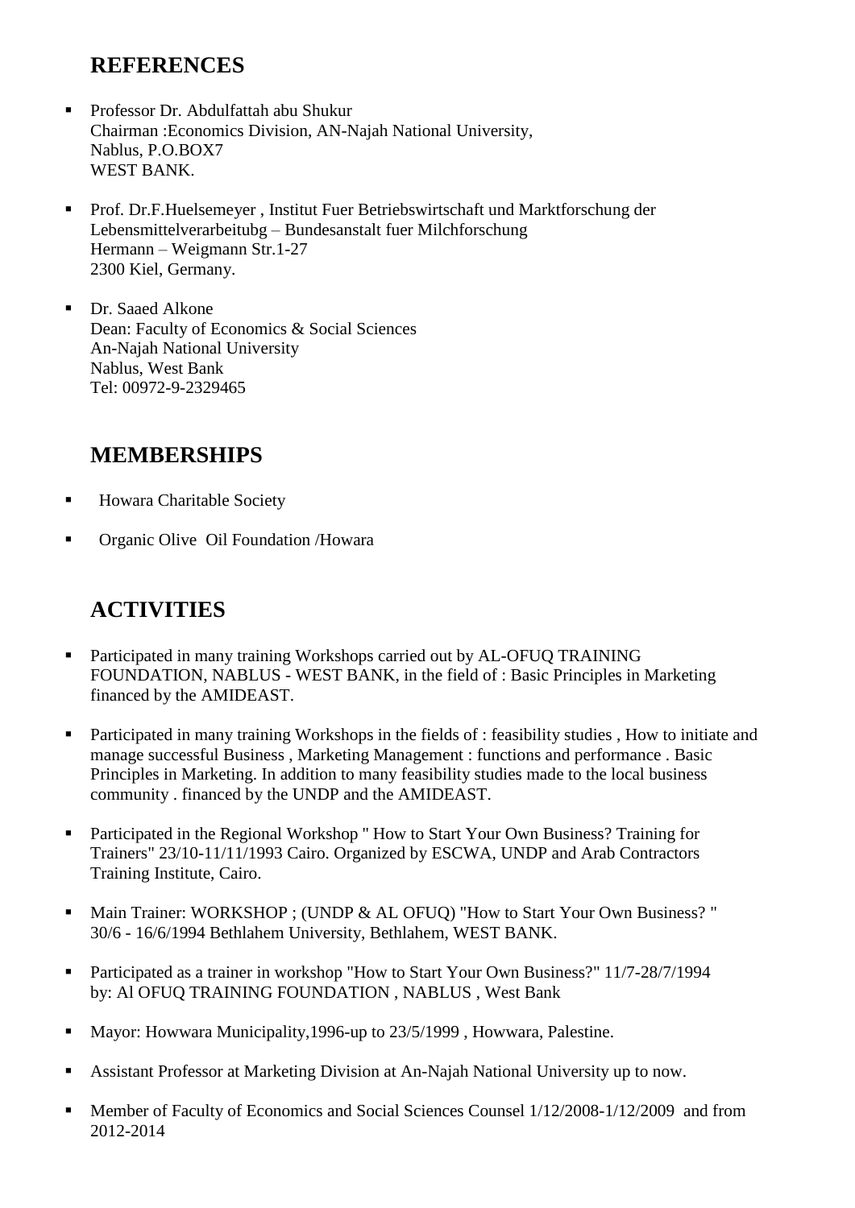## REFERENCES

- Professor Dr. Abdulfattah abu Shukur
  Chairman :Economics Division, AN-Najah National University,
  Nablus, P.O.BOX7
  WEST BANK.
- Prof. Dr.F.Huelsemeyer , Institut Fuer Betriebswirtschaft und Marktforschung der Lebensmittelverarbeitubg – Bundesanstalt fuer Milchforschung
  Hermann – Weigmann Str.1-27
  2300 Kiel, Germany.
- Dr. Saaed Alkone
  Dean: Faculty of Economics & Social Sciences
  An-Najah National University
  Nablus, West Bank
  Tel: 00972-9-2329465

## MEMBERSHIPS

- Howara Charitable Society
- Organic Olive Oil Foundation /Howara

## ACTIVITIES

- Participated in many training Workshops carried out by AL-OFUQ TRAINING FOUNDATION, NABLUS - WEST BANK, in the field of : Basic Principles in Marketing financed by the AMIDEAST.
- Participated in many training Workshops in the fields of : feasibility studies , How to initiate and manage successful Business , Marketing Management : functions and performance . Basic Principles in Marketing. In addition to many feasibility studies made to the local business community . financed by the UNDP and the AMIDEAST.
- Participated in the Regional Workshop " How to Start Your Own Business? Training for Trainers" 23/10-11/11/1993 Cairo. Organized by ESCWA, UNDP and Arab Contractors Training Institute, Cairo.
- Main Trainer: WORKSHOP ; (UNDP & AL OFUQ) "How to Start Your Own Business? " 30/6 - 16/6/1994 Bethlahem University, Bethlahem, WEST BANK.
- Participated as a trainer in workshop "How to Start Your Own Business?" 11/7-28/7/1994 by: Al OFUQ TRAINING FOUNDATION , NABLUS , West Bank
- Mayor: Howwara Municipality,1996-up to 23/5/1999 , Howwara, Palestine.
- Assistant Professor at Marketing Division at An-Najah National University up to now.
- Member of Faculty of Economics and Social Sciences Counsel 1/12/2008-1/12/2009 and from 2012-2014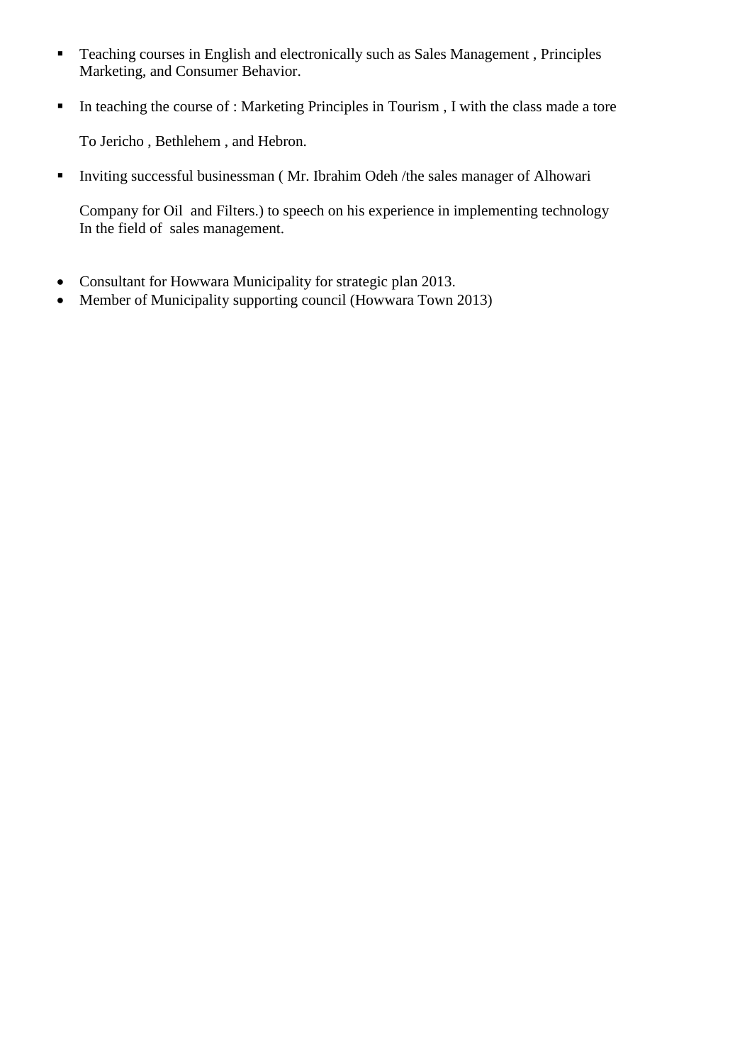- Teaching courses in English and electronically such as Sales Management , Principles Marketing, and Consumer Behavior.

- In teaching the course of : Marketing Principles in Tourism , I with the class made a tore

  To Jericho , Bethlehem , and Hebron.

- Inviting successful businessman ( Mr. Ibrahim Odeh /the sales manager of Alhowari

  Company for Oil and Filters.) to speech on his experience in implementing technology In the field of sales management.

- Consultant for Howwara Municipality for strategic plan 2013.
- Member of Municipality supporting council (Howwara Town 2013)